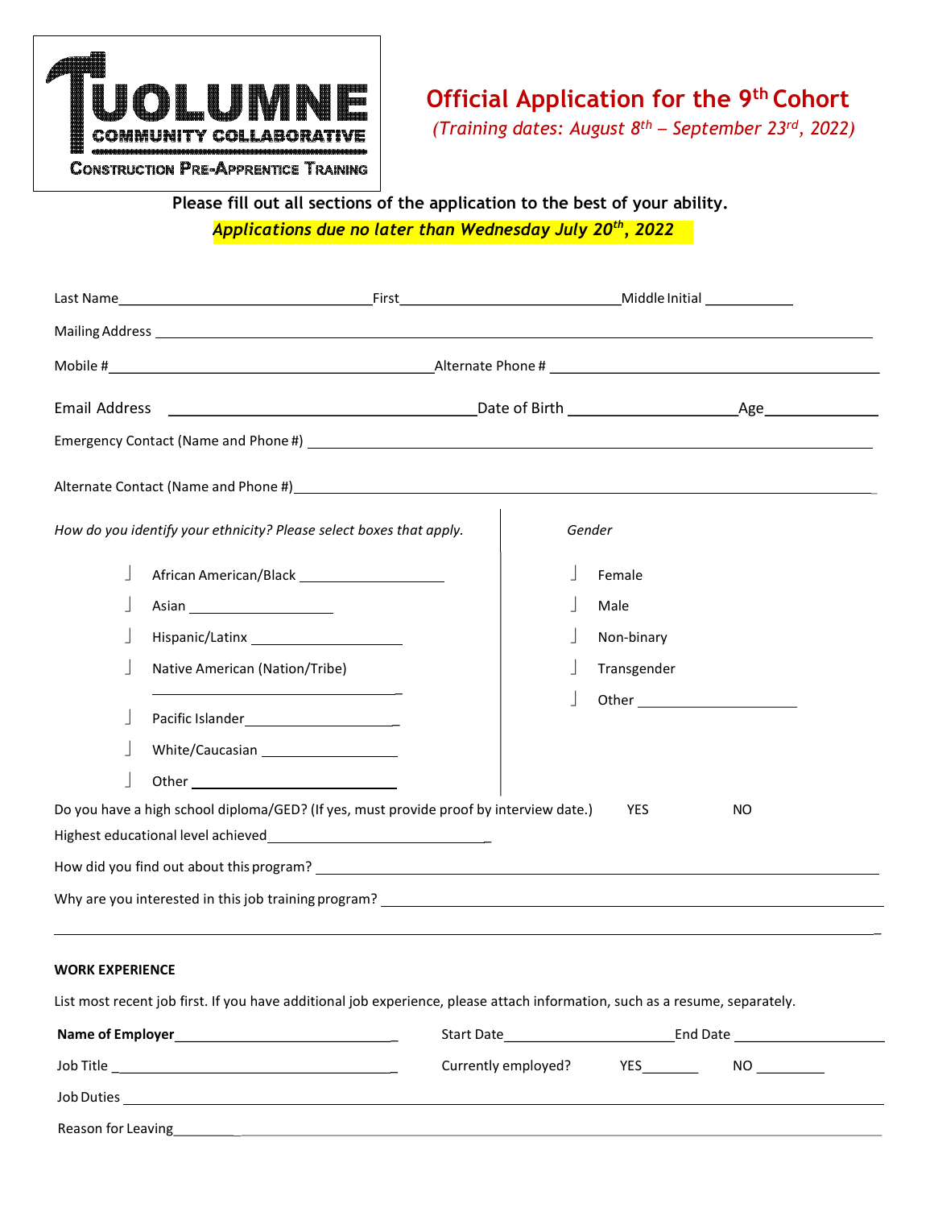TUOLUMNE COMMUNITY COLLABORATIVE
CONSTRUCTION PRE-APPRENTICE TRAINING

# Official Application for the 9th Cohort

*(Training dates: August 8th – September 23rd, 2022)*

**Please fill out all sections of the application to the best of your ability.**

***Applications due no later than Wednesday July 20th, 2022***

Last Name______________________________ First______________________________ Middle Initial __________

Mailing Address ______________________________________________________________________

Mobile # ______________________________________ Alternate Phone # ______________________________________

Email Address ______________________________________ Date of Birth ____________________ Age ____________

Emergency Contact (Name and Phone #) ______________________________________________________________

Alternate Contact (Name and Phone #) ______________________________________________________________

*How do you identify your ethnicity? Please select boxes that apply.*

- ☐ African American/Black ____________________
- ☐ Asian ____________________
- ☐ Hispanic/Latinx ____________________
- ☐ Native American (Nation/Tribe) ____________________
- ☐ Pacific Islander ____________________
- ☐ White/Caucasian ____________________
- ☐ Other ____________________

*Gender*

- ☐ Female
- ☐ Male
- ☐ Non-binary
- ☐ Transgender
- ☐ Other ____________________

Do you have a high school diploma/GED? (If yes, must provide proof by interview date.) YES NO

Highest educational level achieved ______________________________

How did you find out about this program? ______________________________________________________________

Why are you interested in this job training program? ______________________________________________________________

______________________________________________________________________________________

**WORK EXPERIENCE**

List most recent job first. If you have additional job experience, please attach information, such as a resume, separately.

**Name of Employer** ______________________________ Start Date ____________________ End Date ____________________

Job Title ______________________________ Currently employed? YES ________ NO ________

Job Duties ______________________________________________________________________________

Reason for Leaving ______________________________________________________________________________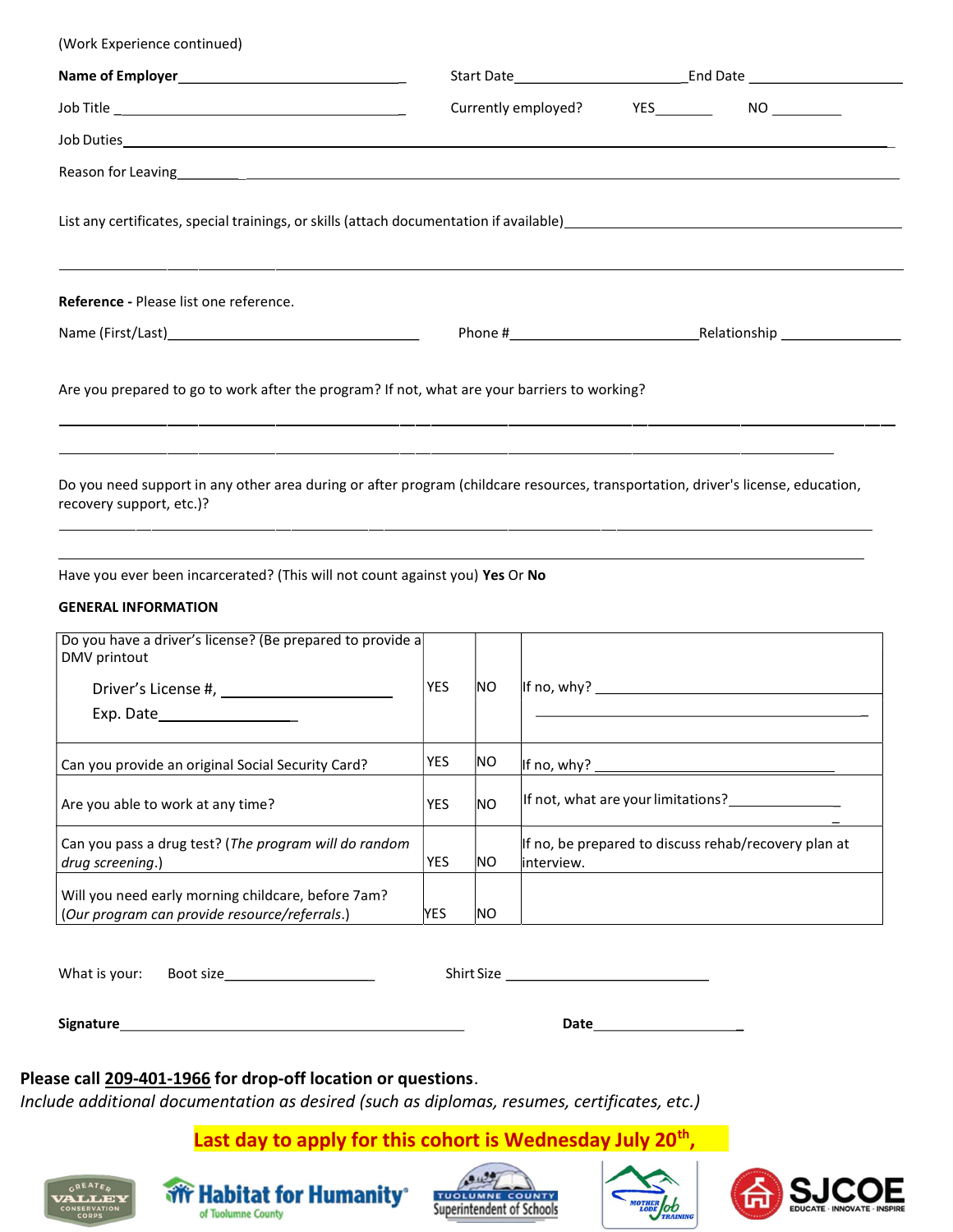(Work Experience continued)

**Name of Employer**_______________________________ Start Date______________________End Date ___________________

Job Title _______________________________________ Currently employed? YES_______ NO _________

Job Duties_____________________________________________________________________________________________

Reason for Leaving_______________________________________________________________________________________

List any certificates, special trainings, or skills (attach documentation if available)___________________________________________

_____________________________________________________________________________________________________

**Reference -** Please list one reference.

Name (First/Last)_________________________________ Phone #_________________________Relationship _______________

Are you prepared to go to work after the program? If not, what are your barriers to working?

_____________________________________________________________________________________________________

_____________________________________________________________________________________________________

Do you need support in any other area during or after program (childcare resources, transportation, driver's license, education, recovery support, etc.)?

_____________________________________________________________________________________________________

_____________________________________________________________________________________________________

Have you ever been incarcerated? (This will not count against you) **Yes** Or **No**

**GENERAL INFORMATION**

| | | | |
|---|---|---|---|
| Do you have a driver's license? (Be prepared to provide a DMV printout<br>Driver's License #, ____________________<br>Exp. Date________________ | YES | NO | If no, why? ______________________________ |
| Can you provide an original Social Security Card? | YES | NO | If no, why? ______________________________ |
| Are you able to work at any time? | YES | NO | If not, what are your limitations?_______________ |
| Can you pass a drug test? (*The program will do random drug screening*.) | YES | NO | If no, be prepared to discuss rehab/recovery plan at interview. |
| Will you need early morning childcare, before 7am? (*Our program can provide resource/referrals*.) | YES | NO | |

What is your: Boot size____________________ Shirt Size ___________________________

**Signature**_________________________________________________ **Date**____________________

**Please call 209-401-1966 for drop-off location or questions**.

*Include additional documentation as desired (such as diplomas, resumes, certificates, etc.)*

**Last day to apply for this cohort is Wednesday July 20th,**

Greater Valley Conservation Corps | Habitat for Humanity of Tuolumne County | Tuolumne County Superintendent of Schools | Mother Lode Job Training | SJCOE EDUCATE · INNOVATE · INSPIRE